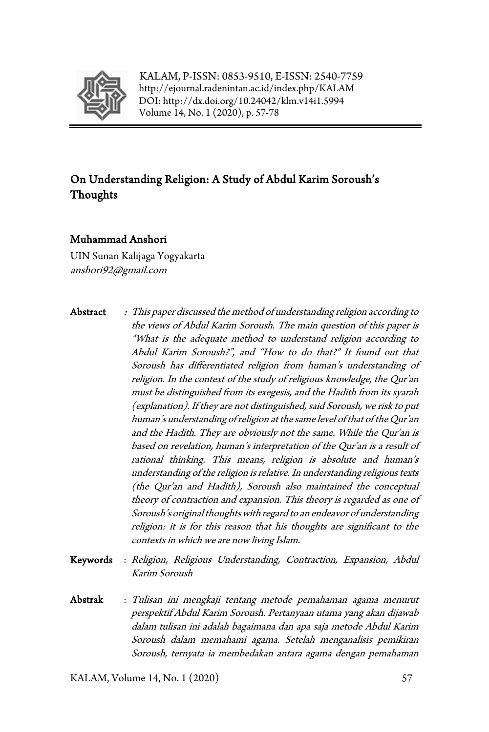KALAM, P-ISSN: 0853-9510, E-ISSN: 2540-7759
http://ejournal.radenintan.ac.id/index.php/KALAM
DOI: http://dx.doi.org/10.24042/klm.v14i1.5994
Volume 14, No. 1 (2020), p. 57-78

# On Understanding Religion: A Study of Abdul Karim Soroush's Thoughts

**Muhammad Anshori**
UIN Sunan Kalijaga Yogyakarta
*anshori92@gmail.com*

**Abstract** : *This paper discussed the method of understanding religion according to the views of Abdul Karim Soroush. The main question of this paper is "What is the adequate method to understand religion according to Abdul Karim Soroush?", and "How to do that?" It found out that Soroush has differentiated religion from human's understanding of religion. In the context of the study of religious knowledge, the Qur'an must be distinguished from its exegesis, and the Hadith from its syarah (explanation). If they are not distinguished, said Soroush, we risk to put human's understanding of religion at the same level of that of the Qur'an and the Hadith. They are obviously not the same. While the Qur'an is based on revelation, human's interpretation of the Qur'an is a result of rational thinking. This means, religion is absolute and human's understanding of the religion is relative. In understanding religious texts (the Qur'an and Hadith), Soroush also maintained the conceptual theory of contraction and expansion. This theory is regarded as one of Soroush's original thoughts with regard to an endeavor of understanding religion: it is for this reason that his thoughts are significant to the contexts in which we are now living Islam.*

**Keywords** : *Religion, Religious Understanding, Contraction, Expansion, Abdul Karim Soroush*

**Abstrak** : *Tulisan ini mengkaji tentang metode pemahaman agama menurut perspektif Abdul Karim Soroush. Pertanyaan utama yang akan dijawab dalam tulisan ini adalah bagaimana dan apa saja metode Abdul Karim Soroush dalam memahami agama. Setelah menganalisis pemikiran Soroush, ternyata ia membedakan antara agama dengan pemahaman*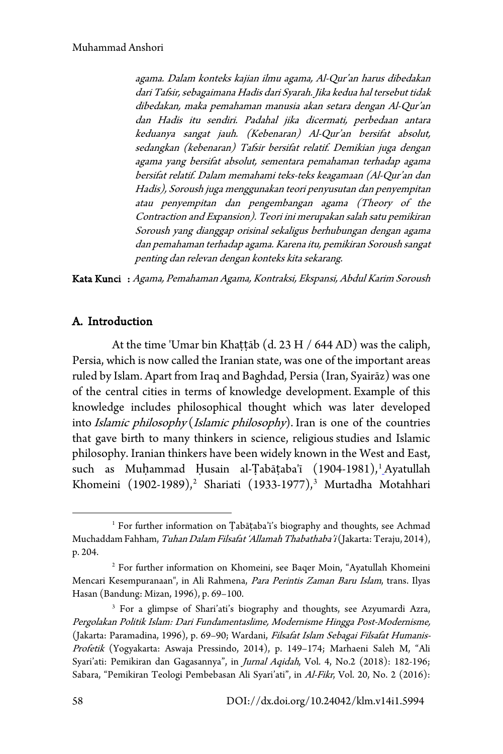*agama. Dalam konteks kajian ilmu agama, Al-Qur'an harus dibedakan dari Tafsir, sebagaimana Hadis dari Syarah. Jika kedua hal tersebut tidak dibedakan, maka pemahaman manusia akan setara dengan Al-Qur'an dan Hadis itu sendiri. Padahal jika dicermati, perbedaan antara keduanya sangat jauh. (Kebenaran) Al-Qur'an bersifat absolut, sedangkan (kebenaran) Tafsir bersifat relatif. Demikian juga dengan agama yang bersifat absolut, sementara pemahaman terhadap agama bersifat relatif. Dalam memahami teks-teks keagamaan (Al-Qur'an dan Hadis), Soroush juga menggunakan teori penyusutan dan penyempitan atau penyempitan dan pengembangan agama (Theory of the Contraction and Expansion). Teori ini merupakan salah satu pemikiran Soroush yang dianggap orisinal sekaligus berhubungan dengan agama dan pemahaman terhadap agama. Karena itu, pemikiran Soroush sangat penting dan relevan dengan konteks kita sekarang.*

**Kata Kunci** : *Agama, Pemahaman Agama, Kontraksi, Ekspansi, Abdul Karim Soroush*

## A. Introduction

At the time 'Umar bin Khaṭṭāb (d. 23 H / 644 AD) was the caliph, Persia, which is now called the Iranian state, was one of the important areas ruled by Islam. Apart from Iraq and Baghdad, Persia (Iran, Syairāz) was one of the central cities in terms of knowledge development. Example of this knowledge includes philosophical thought which was later developed into *Islamic philosophy* (*Islamic philosophy*). Iran is one of the countries that gave birth to many thinkers in science, religious studies and Islamic philosophy. Iranian thinkers have been widely known in the West and East, such as Muḥammad Ḥusain al-Ṭabāṭaba'ī (1904-1981),[1] Ayatullah Khomeini (1902-1989),[2] Shariati (1933-1977),[3] Murtadha Motahhari

---

[1] For further information on Ṭabāṭaba'ī's biography and thoughts, see Achmad Muchaddam Fahham, *Tuhan Dalam Filsafat 'Allamah Thabathaba'i* (Jakarta: Teraju, 2014), p. 204.

[2] For further information on Khomeini, see Baqer Moin, "Ayatullah Khomeini Mencari Kesempuranaan", in Ali Rahmena, *Para Perintis Zaman Baru Islam*, trans. Ilyas Hasan (Bandung: Mizan, 1996), p. 69–100.

[3] For a glimpse of Shari'ati's biography and thoughts, see Azyumardi Azra, *Pergolakan Politik Islam: Dari Fundamentaslime, Modernisme Hingga Post-Modernisme,* (Jakarta: Paramadina, 1996), p. 69–90; Wardani, *Filsafat Islam Sebagai Filsafat Humanis-Profetik* (Yogyakarta: Aswaja Pressindo, 2014), p. 149–174; Marhaeni Saleh M, "Ali Syari'ati: Pemikiran dan Gagasannya", in *Jurnal Aqidah*, Vol. 4, No.2 (2018): 182-196; Sabara, "Pemikiran Teologi Pembebasan Ali Syari'ati", in *Al-Fikr*, Vol. 20, No. 2 (2016):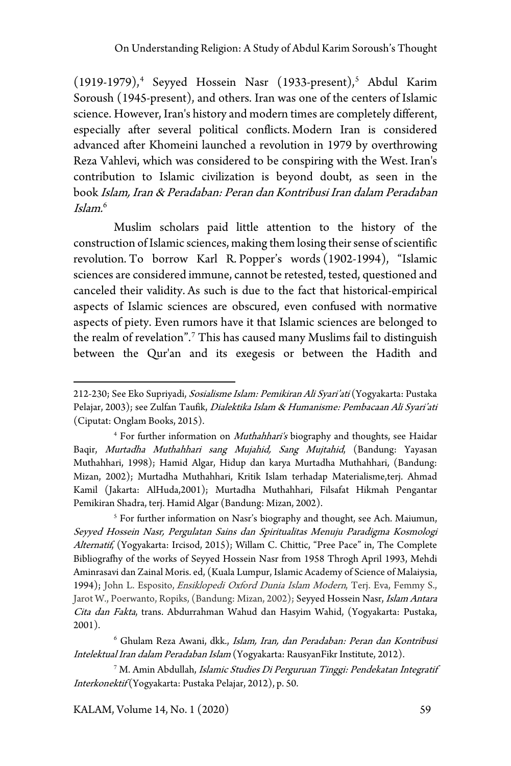(1919-1979),[4] Seyyed Hossein Nasr (1933-present),[5] Abdul Karim Soroush (1945-present), and others. Iran was one of the centers of Islamic science. However, Iran's history and modern times are completely different, especially after several political conflicts. Modern Iran is considered advanced after Khomeini launched a revolution in 1979 by overthrowing Reza Vahlevi, which was considered to be conspiring with the West. Iran's contribution to Islamic civilization is beyond doubt, as seen in the book *Islam, Iran & Peradaban: Peran dan Kontribusi Iran dalam Peradaban Islam.*[6]

Muslim scholars paid little attention to the history of the construction of Islamic sciences, making them losing their sense of scientific revolution. To borrow Karl R. Popper's words (1902-1994), "Islamic sciences are considered immune, cannot be retested, tested, questioned and canceled their validity. As such is due to the fact that historical-empirical aspects of Islamic sciences are obscured, even confused with normative aspects of piety. Even rumors have it that Islamic sciences are belonged to the realm of revelation".[7] This has caused many Muslims fail to distinguish between the Qur'an and its exegesis or between the Hadith and

---

212-230; See Eko Supriyadi, *Sosialisme Islam: Pemikiran Ali Syari'ati* (Yogyakarta: Pustaka Pelajar, 2003); see Zulfan Taufik, *Dialektika Islam & Humanisme: Pembacaan Ali Syari'ati* (Ciputat: Onglam Books, 2015).

[4] For further information on *Muthahhari's* biography and thoughts, see Haidar Baqir, *Murtadha Muthahhari sang Mujahid, Sang Mujtahid*, (Bandung: Yayasan Muthahhari, 1998); Hamid Algar, Hidup dan karya Murtadha Muthahhari, (Bandung: Mizan, 2002); Murtadha Muthahhari, Kritik Islam terhadap Materialisme,terj. Ahmad Kamil (Jakarta: AlHuda,2001); Murtadha Muthahhari, Filsafat Hikmah Pengantar Pemikiran Shadra, terj. Hamid Algar (Bandung: Mizan, 2002).

[5] For further information on Nasr's biography and thought, see Ach. Maiumun, *Seyyed Hossein Nasr, Pergulatan Sains dan Spiritualitas Menuju Paradigma Kosmologi Alternatif*, (Yogyakarta: Ircisod, 2015); Willam C. Chittic, "Pree Pace" in, The Complete Bibliografhy of the works of Seyyed Hossein Nasr from 1958 Throgh April 1993, Mehdi Aminrasavi dan Zainal Moris. ed, (Kuala Lumpur, Islamic Academy of Science of Malaiysia, 1994); John L. Esposito, *Ensiklopedi Oxford Dunia Islam Modern*, Terj. Eva, Femmy S., Jarot W., Poerwanto, Ropiks, (Bandung: Mizan, 2002); Seyyed Hossein Nasr, *Islam Antara Cita dan Fakta*, trans. Abdurrahman Wahud dan Hasyim Wahid, (Yogyakarta: Pustaka, 2001).

[6] Ghulam Reza Awani, dkk., *Islam, Iran, dan Peradaban: Peran dan Kontribusi Intelektual Iran dalam Peradaban Islam* (Yogyakarta: RausyanFikr Institute, 2012).

[7] M. Amin Abdullah, *Islamic Studies Di Perguruan Tinggi: Pendekatan Integratif Interkonektif* (Yogyakarta: Pustaka Pelajar, 2012), p. 50.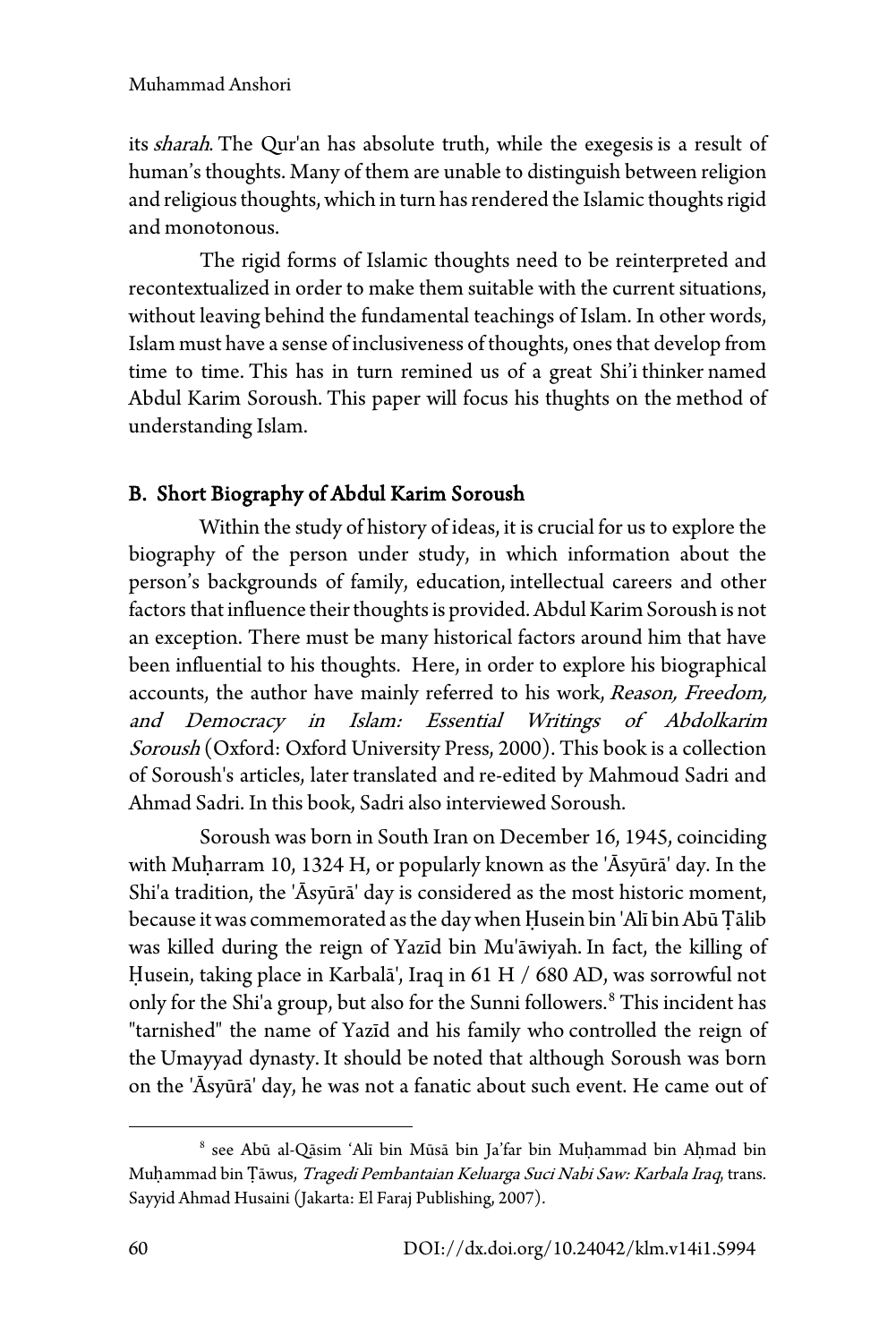its *sharah*. The Qur'an has absolute truth, while the exegesis is a result of human's thoughts. Many of them are unable to distinguish between religion and religious thoughts, which in turn has rendered the Islamic thoughts rigid and monotonous.

The rigid forms of Islamic thoughts need to be reinterpreted and recontextualized in order to make them suitable with the current situations, without leaving behind the fundamental teachings of Islam. In other words, Islam must have a sense of inclusiveness of thoughts, ones that develop from time to time. This has in turn remined us of a great Shi'i thinker named Abdul Karim Soroush. This paper will focus his thoughts on the method of understanding Islam.

## B. Short Biography of Abdul Karim Soroush

Within the study of history of ideas, it is crucial for us to explore the biography of the person under study, in which information about the person's backgrounds of family, education, intellectual careers and other factors that influence their thoughts is provided. Abdul Karim Soroush is not an exception. There must be many historical factors around him that have been influential to his thoughts. Here, in order to explore his biographical accounts, the author have mainly referred to his work, *Reason, Freedom, and Democracy in Islam: Essential Writings of Abdolkarim Soroush* (Oxford: Oxford University Press, 2000). This book is a collection of Soroush's articles, later translated and re-edited by Mahmoud Sadri and Ahmad Sadri. In this book, Sadri also interviewed Soroush.

Soroush was born in South Iran on December 16, 1945, coinciding with Muḥarram 10, 1324 H, or popularly known as the 'Āsyūrā' day. In the Shi'a tradition, the 'Āsyūrā' day is considered as the most historic moment, because it was commemorated as the day when Ḥusein bin 'Alī bin Abū Ṭālib was killed during the reign of Yazīd bin Mu'āwiyah. In fact, the killing of Ḥusein, taking place in Karbalā', Iraq in 61 H / 680 AD, was sorrowful not only for the Shi'a group, but also for the Sunni followers.[8] This incident has "tarnished" the name of Yazīd and his family who controlled the reign of the Umayyad dynasty. It should be noted that although Soroush was born on the 'Āsyūrā' day, he was not a fanatic about such event. He came out of

---

[8] see Abū al-Qāsim 'Alī bin Mūsā bin Ja'far bin Muḥammad bin Aḥmad bin Muḥammad bin Ṭāwus, *Tragedi Pembantaian Keluarga Suci Nabi Saw: Karbala Iraq*, trans. Sayyid Ahmad Husaini (Jakarta: El Faraj Publishing, 2007).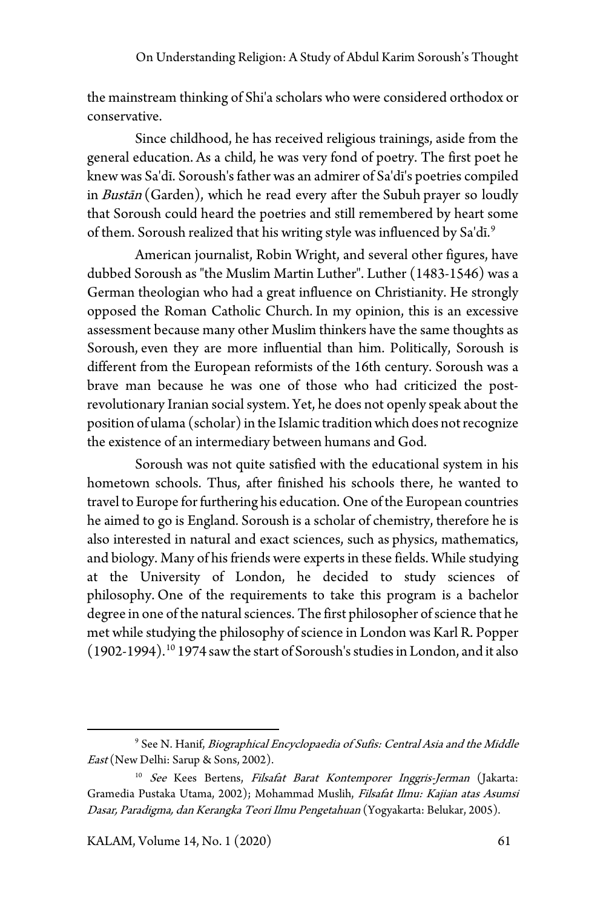the mainstream thinking of Shi'a scholars who were considered orthodox or conservative.

Since childhood, he has received religious trainings, aside from the general education. As a child, he was very fond of poetry. The first poet he knew was Sa'dī. Soroush's father was an admirer of Sa'dī's poetries compiled in *Bustān* (Garden), which he read every after the Subuh prayer so loudly that Soroush could heard the poetries and still remembered by heart some of them. Soroush realized that his writing style was influenced by Sa'dī.[9]

American journalist, Robin Wright, and several other figures, have dubbed Soroush as "the Muslim Martin Luther". Luther (1483-1546) was a German theologian who had a great influence on Christianity. He strongly opposed the Roman Catholic Church. In my opinion, this is an excessive assessment because many other Muslim thinkers have the same thoughts as Soroush, even they are more influential than him. Politically, Soroush is different from the European reformists of the 16th century. Soroush was a brave man because he was one of those who had criticized the post-revolutionary Iranian social system. Yet, he does not openly speak about the position of ulama (scholar) in the Islamic tradition which does not recognize the existence of an intermediary between humans and God.

Soroush was not quite satisfied with the educational system in his hometown schools. Thus, after finished his schools there, he wanted to travel to Europe for furthering his education. One of the European countries he aimed to go is England. Soroush is a scholar of chemistry, therefore he is also interested in natural and exact sciences, such as physics, mathematics, and biology. Many of his friends were experts in these fields. While studying at the University of London, he decided to study sciences of philosophy. One of the requirements to take this program is a bachelor degree in one of the natural sciences. The first philosopher of science that he met while studying the philosophy of science in London was Karl R. Popper (1902-1994).[10] 1974 saw the start of Soroush's studies in London, and it also

---

[9] See N. Hanif, *Biographical Encyclopaedia of Sufis: Central Asia and the Middle East* (New Delhi: Sarup & Sons, 2002).

[10] *See* Kees Bertens, *Filsafat Barat Kontemporer Inggris-Jerman* (Jakarta: Gramedia Pustaka Utama, 2002); Mohammad Muslih, *Filsafat Ilmu: Kajian atas Asumsi Dasar, Paradigma, dan Kerangka Teori Ilmu Pengetahuan* (Yogyakarta: Belukar, 2005).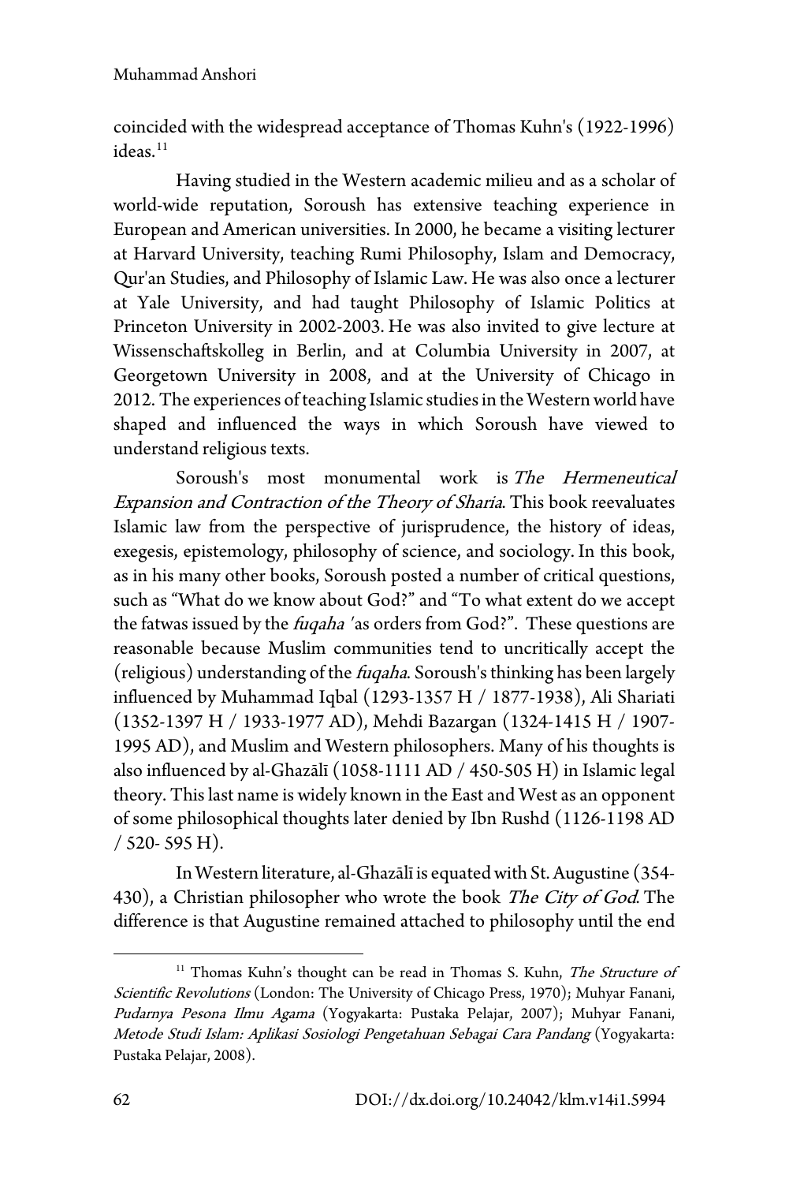coincided with the widespread acceptance of Thomas Kuhn's (1922-1996) ideas.[11]

Having studied in the Western academic milieu and as a scholar of world-wide reputation, Soroush has extensive teaching experience in European and American universities. In 2000, he became a visiting lecturer at Harvard University, teaching Rumi Philosophy, Islam and Democracy, Qur'an Studies, and Philosophy of Islamic Law. He was also once a lecturer at Yale University, and had taught Philosophy of Islamic Politics at Princeton University in 2002-2003. He was also invited to give lecture at Wissenschaftskolleg in Berlin, and at Columbia University in 2007, at Georgetown University in 2008, and at the University of Chicago in 2012. The experiences of teaching Islamic studies in the Western world have shaped and influenced the ways in which Soroush have viewed to understand religious texts.

Soroush's most monumental work is *The Hermeneutical Expansion and Contraction of the Theory of Sharia*. This book reevaluates Islamic law from the perspective of jurisprudence, the history of ideas, exegesis, epistemology, philosophy of science, and sociology. In this book, as in his many other books, Soroush posted a number of critical questions, such as "What do we know about God?" and "To what extent do we accept the fatwas issued by the *fuqaha* 'as orders from God?". These questions are reasonable because Muslim communities tend to uncritically accept the (religious) understanding of the *fuqaha*. Soroush's thinking has been largely influenced by Muhammad Iqbal (1293-1357 H / 1877-1938), Ali Shariati (1352-1397 H / 1933-1977 AD), Mehdi Bazargan (1324-1415 H / 1907-1995 AD), and Muslim and Western philosophers. Many of his thoughts is also influenced by al-Ghazālī (1058-1111 AD / 450-505 H) in Islamic legal theory. This last name is widely known in the East and West as an opponent of some philosophical thoughts later denied by Ibn Rushd (1126-1198 AD / 520- 595 H).

In Western literature, al-Ghazālī is equated with St. Augustine (354-430), a Christian philosopher who wrote the book *The City of God*. The difference is that Augustine remained attached to philosophy until the end

[11] Thomas Kuhn's thought can be read in Thomas S. Kuhn, *The Structure of Scientific Revolutions* (London: The University of Chicago Press, 1970); Muhyar Fanani, *Pudarnya Pesona Ilmu Agama* (Yogyakarta: Pustaka Pelajar, 2007); Muhyar Fanani, *Metode Studi Islam: Aplikasi Sosiologi Pengetahuan Sebagai Cara Pandang* (Yogyakarta: Pustaka Pelajar, 2008).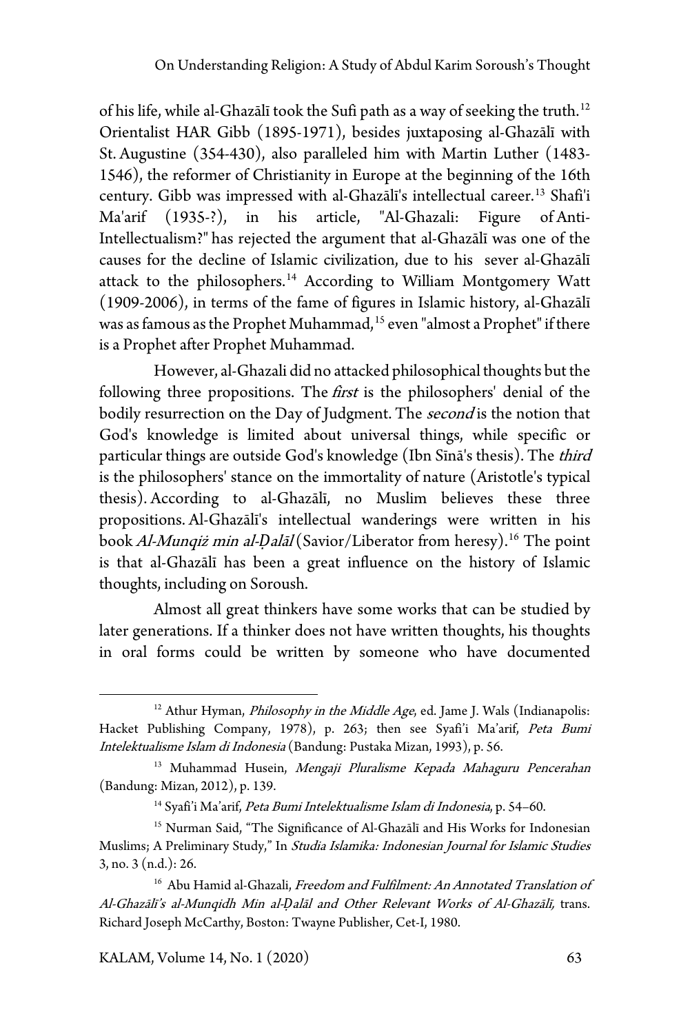of his life, while al-Ghazālī took the Sufi path as a way of seeking the truth.[12] Orientalist HAR Gibb (1895-1971), besides juxtaposing al-Ghazālī with St. Augustine (354-430), also paralleled him with Martin Luther (1483-1546), the reformer of Christianity in Europe at the beginning of the 16th century. Gibb was impressed with al-Ghazālī's intellectual career.[13] Shafi'i Ma'arif (1935-?), in his article, "Al-Ghazali: Figure of Anti-Intellectualism?" has rejected the argument that al-Ghazālī was one of the causes for the decline of Islamic civilization, due to his sever al-Ghazālī attack to the philosophers.[14] According to William Montgomery Watt (1909-2006), in terms of the fame of figures in Islamic history, al-Ghazālī was as famous as the Prophet Muhammad,[15] even "almost a Prophet" if there is a Prophet after Prophet Muhammad.

However, al-Ghazali did no attacked philosophical thoughts but the following three propositions. The *first* is the philosophers' denial of the bodily resurrection on the Day of Judgment. The *second* is the notion that God's knowledge is limited about universal things, while specific or particular things are outside God's knowledge (Ibn Sīnā's thesis). The *third* is the philosophers' stance on the immortality of nature (Aristotle's typical thesis). According to al-Ghazālī, no Muslim believes these three propositions. Al-Ghazālī's intellectual wanderings were written in his book *Al-Munqiż min al-Ḍalāl* (Savior/Liberator from heresy).[16] The point is that al-Ghazālī has been a great influence on the history of Islamic thoughts, including on Soroush.

Almost all great thinkers have some works that can be studied by later generations. If a thinker does not have written thoughts, his thoughts in oral forms could be written by someone who have documented

---

[12] Athur Hyman, *Philosophy in the Middle Age*, ed. Jame J. Wals (Indianapolis: Hacket Publishing Company, 1978), p. 263; then see Syafi'i Ma'arif, *Peta Bumi Intelektualisme Islam di Indonesia* (Bandung: Pustaka Mizan, 1993), p. 56.

[13] Muhammad Husein, *Mengaji Pluralisme Kepada Mahaguru Pencerahan* (Bandung: Mizan, 2012), p. 139.

[14] Syafi'i Ma'arif, *Peta Bumi Intelektualisme Islam di Indonesia*, p. 54–60.

[15] Nurman Said, "The Significance of Al-Ghazālī and His Works for Indonesian Muslims; A Preliminary Study," In *Studia Islamika: Indonesian Journal for Islamic Studies* 3, no. 3 (n.d.): 26.

[16] Abu Hamid al-Ghazali, *Freedom and Fulfilment: An Annotated Translation of Al-Ghazālī's al-Munqidh Min al-Ḍalāl and Other Relevant Works of Al-Ghazālī,* trans. Richard Joseph McCarthy, Boston: Twayne Publisher, Cet-I, 1980.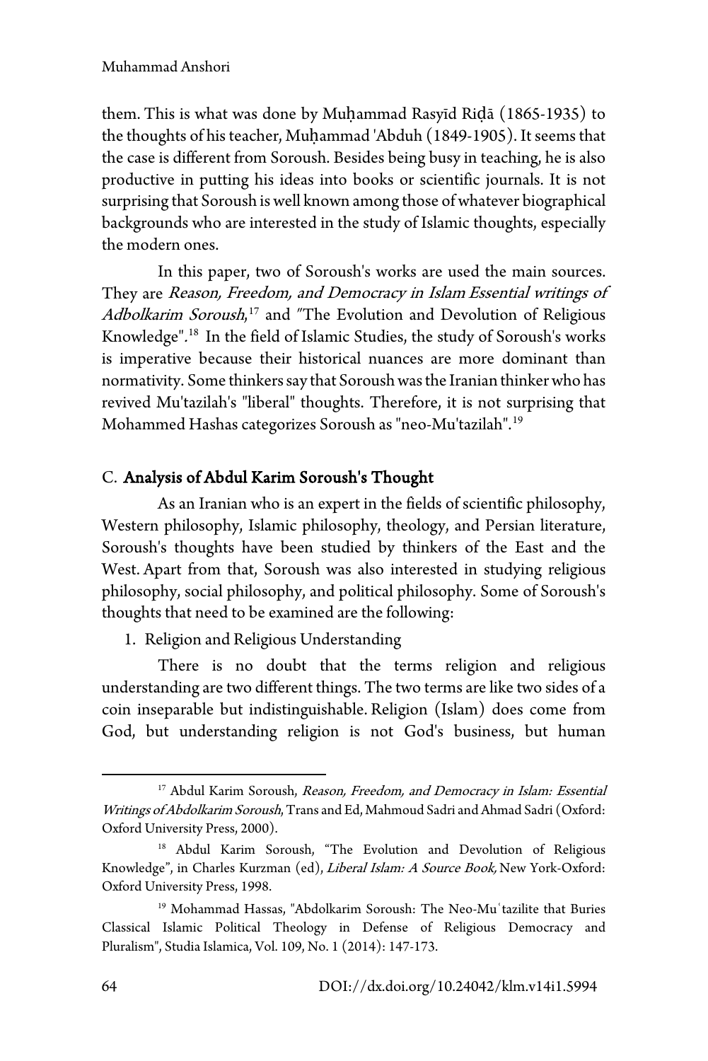them. This is what was done by Muḥammad Rasyīd Riḍā (1865-1935) to the thoughts of his teacher, Muḥammad 'Abduh (1849-1905). It seems that the case is different from Soroush. Besides being busy in teaching, he is also productive in putting his ideas into books or scientific journals. It is not surprising that Soroush is well known among those of whatever biographical backgrounds who are interested in the study of Islamic thoughts, especially the modern ones.

In this paper, two of Soroush's works are used the main sources. They are *Reason, Freedom, and Democracy in Islam Essential writings of Adbolkarim Soroush*,[17] and "The Evolution and Devolution of Religious Knowledge".[18] In the field of Islamic Studies, the study of Soroush's works is imperative because their historical nuances are more dominant than normativity. Some thinkers say that Soroush was the Iranian thinker who has revived Mu'tazilah's "liberal" thoughts. Therefore, it is not surprising that Mohammed Hashas categorizes Soroush as "neo-Mu'tazilah".[19]

## C. Analysis of Abdul Karim Soroush's Thought

As an Iranian who is an expert in the fields of scientific philosophy, Western philosophy, Islamic philosophy, theology, and Persian literature, Soroush's thoughts have been studied by thinkers of the East and the West. Apart from that, Soroush was also interested in studying religious philosophy, social philosophy, and political philosophy. Some of Soroush's thoughts that need to be examined are the following:

1. Religion and Religious Understanding

There is no doubt that the terms religion and religious understanding are two different things. The two terms are like two sides of a coin inseparable but indistinguishable. Religion (Islam) does come from God, but understanding religion is not God's business, but human

---

[17] Abdul Karim Soroush, *Reason, Freedom, and Democracy in Islam: Essential Writings of Abdolkarim Soroush*, Trans and Ed, Mahmoud Sadri and Ahmad Sadri (Oxford: Oxford University Press, 2000).

[18] Abdul Karim Soroush, "The Evolution and Devolution of Religious Knowledge", in Charles Kurzman (ed), *Liberal Islam: A Source Book,* New York-Oxford: Oxford University Press, 1998.

[19] Mohammad Hassas, "Abdolkarim Soroush: The Neo-Muʿtazilite that Buries Classical Islamic Political Theology in Defense of Religious Democracy and Pluralism", Studia Islamica, Vol. 109, No. 1 (2014): 147-173.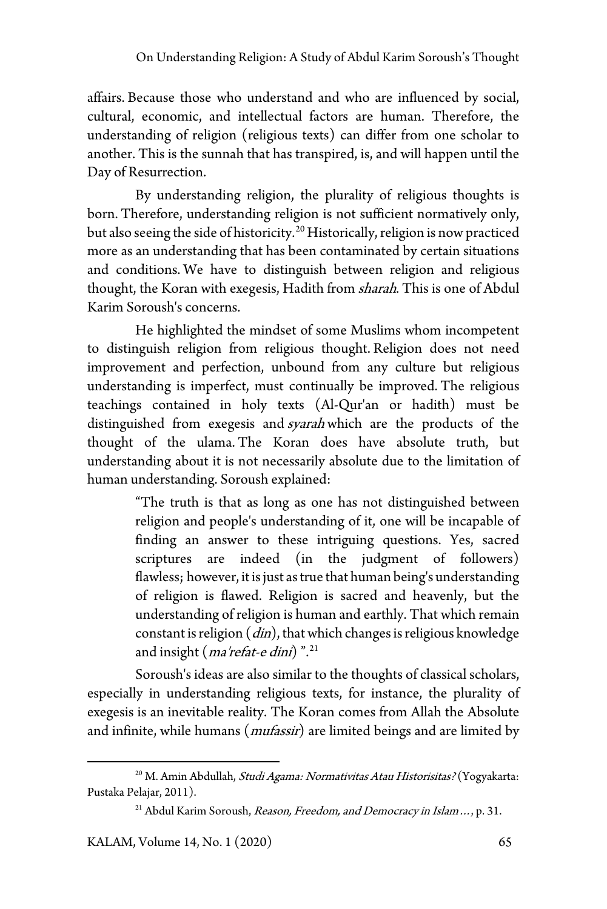affairs. Because those who understand and who are influenced by social, cultural, economic, and intellectual factors are human. Therefore, the understanding of religion (religious texts) can differ from one scholar to another. This is the sunnah that has transpired, is, and will happen until the Day of Resurrection.

By understanding religion, the plurality of religious thoughts is born. Therefore, understanding religion is not sufficient normatively only, but also seeing the side of historicity.[20] Historically, religion is now practiced more as an understanding that has been contaminated by certain situations and conditions. We have to distinguish between religion and religious thought, the Koran with exegesis, Hadith from *sharah*. This is one of Abdul Karim Soroush's concerns.

He highlighted the mindset of some Muslims whom incompetent to distinguish religion from religious thought. Religion does not need improvement and perfection, unbound from any culture but religious understanding is imperfect, must continually be improved. The religious teachings contained in holy texts (Al-Qur'an or hadith) must be distinguished from exegesis and *syarah* which are the products of the thought of the ulama. The Koran does have absolute truth, but understanding about it is not necessarily absolute due to the limitation of human understanding. Soroush explained:

> "The truth is that as long as one has not distinguished between religion and people's understanding of it, one will be incapable of finding an answer to these intriguing questions. Yes, sacred scriptures are indeed (in the judgment of followers) flawless; however, it is just as true that human being's understanding of religion is flawed. Religion is sacred and heavenly, but the understanding of religion is human and earthly. That which remain constant is religion (*din*), that which changes is religious knowledge and insight (*ma'refat-e dini*) ".[21]

Soroush's ideas are also similar to the thoughts of classical scholars, especially in understanding religious texts, for instance, the plurality of exegesis is an inevitable reality. The Koran comes from Allah the Absolute and infinite, while humans (*mufassir*) are limited beings and are limited by

---

[20] M. Amin Abdullah, *Studi Agama: Normativitas Atau Historisitas?* (Yogyakarta: Pustaka Pelajar, 2011).

[21] Abdul Karim Soroush, *Reason, Freedom, and Democracy in Islam…*, p. 31.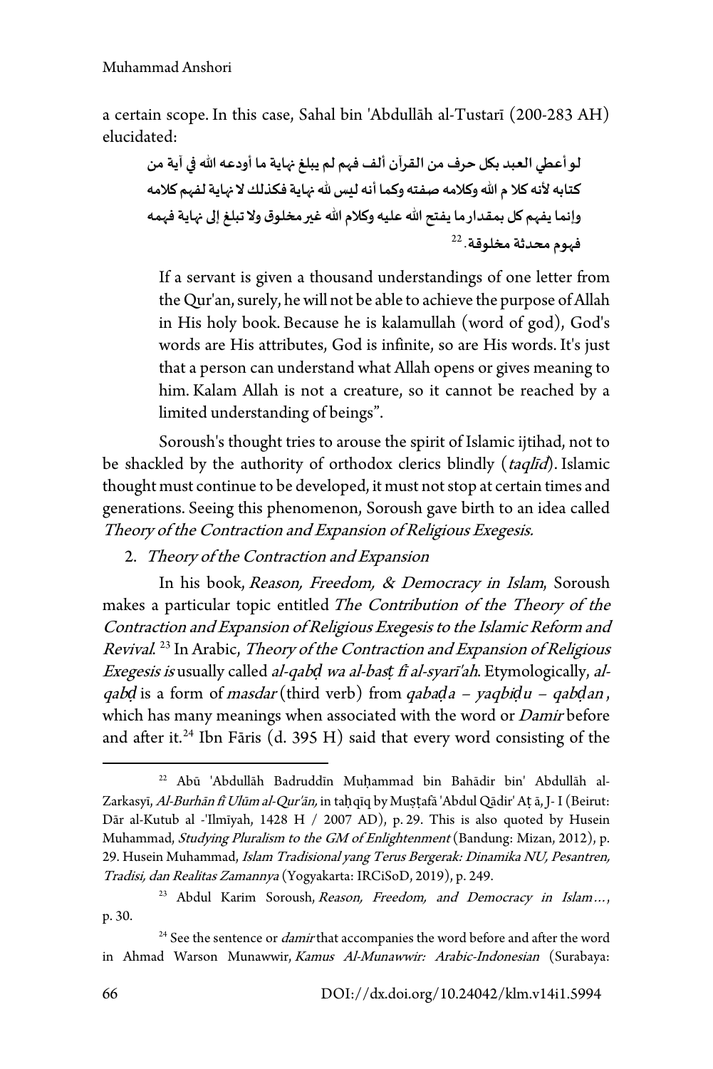a certain scope. In this case, Sahal bin 'Abdullāh al-Tustarī (200-283 AH) elucidated:

لو أعطي العبد بكل حرف من القرآن ألف فهم لم يبلغ نهاية ما أودعه الله في آية من كتابه لأنه كلا م الله وكلامه صفته وكما أنه ليس لله نهاية فكذلك لا نهاية لفهم كلامه وإنما يفهم كل بمقدار ما يفتح الله عليه وكلام الله غير مخلوق ولا تبلغ إلى نهاية فهمه فهوم محدثة مخلوقة.[22]

> If a servant is given a thousand understandings of one letter from the Qur'an, surely, he will not be able to achieve the purpose of Allah in His holy book. Because he is kalamullah (word of god), God's words are His attributes, God is infinite, so are His words. It's just that a person can understand what Allah opens or gives meaning to him. Kalam Allah is not a creature, so it cannot be reached by a limited understanding of beings".

Soroush's thought tries to arouse the spirit of Islamic ijtihad, not to be shackled by the authority of orthodox clerics blindly (*taqlīd*). Islamic thought must continue to be developed, it must not stop at certain times and generations. Seeing this phenomenon, Soroush gave birth to an idea called *Theory of the Contraction and Expansion of Religious Exegesis.*

2. *Theory of the Contraction and Expansion*

In his book, *Reason, Freedom, & Democracy in Islam*, Soroush makes a particular topic entitled *The Contribution of the Theory of the Contraction and Expansion of Religious Exegesis to the Islamic Reform and Revival.* [23] In Arabic, *Theory of the Contraction and Expansion of Religious Exegesis is* usually called *al-qabḍ wa al-basṭ fī al-syarī'ah*. Etymologically, *al-qabḍ* is a form of *masdar* (third verb) from *qabaḍa – yaqbiḍu – qabḍan*, which has many meanings when associated with the word or *Damir* before and after it.[24] Ibn Fāris (d. 395 H) said that every word consisting of the

---

[22] Abū 'Abdullāh Badruddīn Muḥammad bin Bahādir bin' Abdullāh al-Zarkasyī, *Al-Burhān fī Ulūm al-Qur'ān,* in taḥqīq by Muṣṭafā 'Abdul Qādir' Aṭ ā, J- I (Beirut: Dār al-Kutub al -'Ilmīyah, 1428 H / 2007 AD), p. 29. This is also quoted by Husein Muhammad, *Studying Pluralism to the GM of Enlightenment* (Bandung: Mizan, 2012), p. 29. Husein Muhammad, *Islam Tradisional yang Terus Bergerak: Dinamika NU, Pesantren, Tradisi, dan Realitas Zamannya* (Yogyakarta: IRCiSoD, 2019), p. 249.

[23] Abdul Karim Soroush, *Reason, Freedom, and Democracy in Islam…*, p. 30.

[24] See the sentence or *damir* that accompanies the word before and after the word in Ahmad Warson Munawwir, *Kamus Al-Munawwir: Arabic-Indonesian* (Surabaya: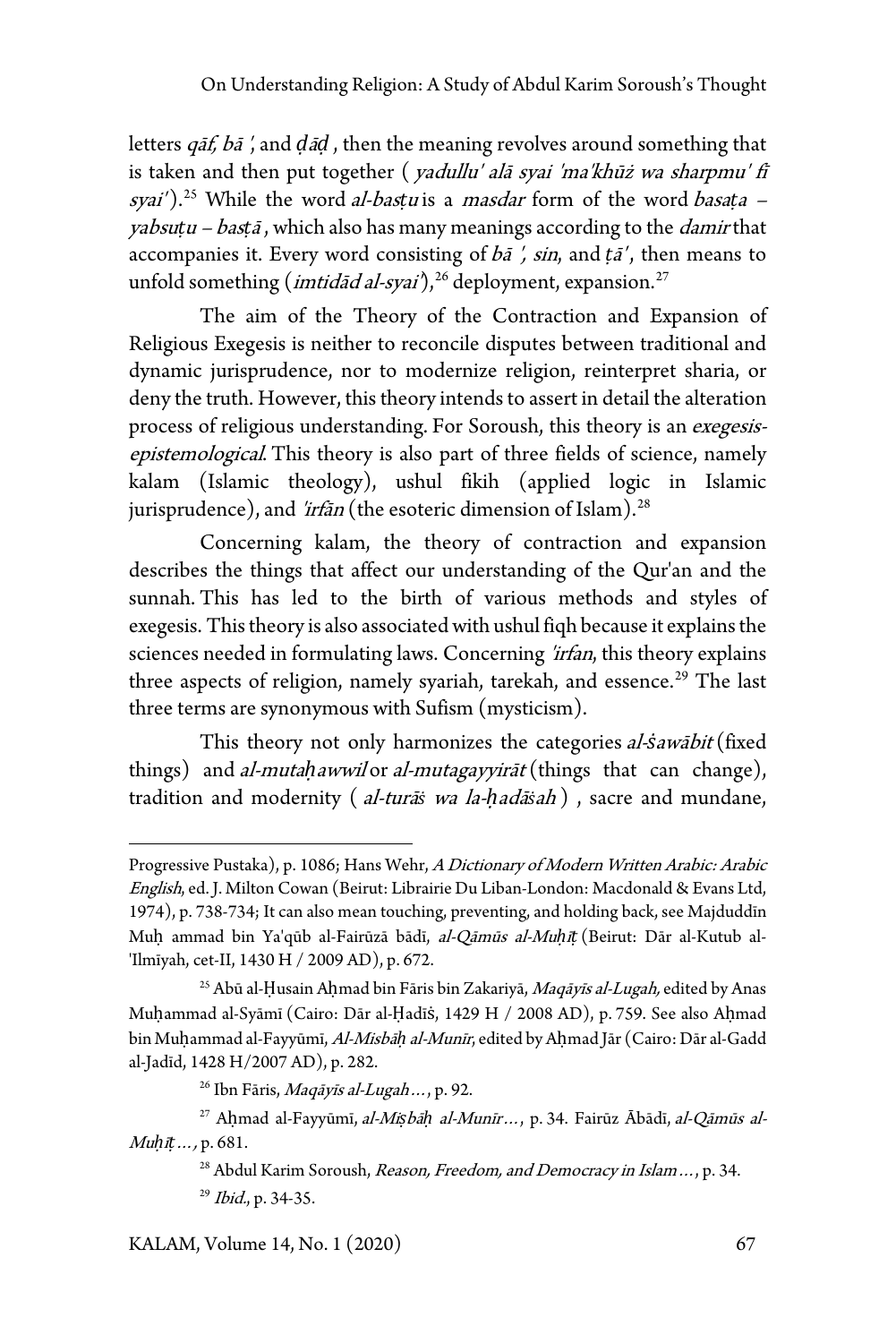letters *qāf, bā ',* and *ḍāḍ* , then the meaning revolves around something that is taken and then put together ( *yadullu' alā syai 'ma'khūż wa sharpmu' fī syai'* ).[25] While the word *al-basṭu* is a *masdar* form of the word *basaṭa – yabsuṭu – basṭā* , which also has many meanings according to the *damir* that accompanies it. Every word consisting of *bā ', sin*, and *ṭā'*, then means to unfold something (*imtidād al-syai'*),[26] deployment, expansion.[27]

The aim of the Theory of the Contraction and Expansion of Religious Exegesis is neither to reconcile disputes between traditional and dynamic jurisprudence, nor to modernize religion, reinterpret sharia, or deny the truth. However, this theory intends to assert in detail the alteration process of religious understanding. For Soroush, this theory is an *exegesis-epistemological.* This theory is also part of three fields of science, namely kalam (Islamic theology), ushul fikih (applied logic in Islamic jurisprudence), and *'irfān* (the esoteric dimension of Islam).[28]

Concerning kalam, the theory of contraction and expansion describes the things that affect our understanding of the Qur'an and the sunnah. This has led to the birth of various methods and styles of exegesis. This theory is also associated with ushul fiqh because it explains the sciences needed in formulating laws. Concerning *'irfan*, this theory explains three aspects of religion, namely syariah, tarekah, and essence.[29] The last three terms are synonymous with Sufism (mysticism).

This theory not only harmonizes the categories *al-śawābit* (fixed things) and *al-mutaḥawwil* or *al-mutagayyirāt* (things that can change), tradition and modernity ( *al-turāś wa la-ḥadāśah* ) , sacre and mundane,

---

Progressive Pustaka), p. 1086; Hans Wehr, *A Dictionary of Modern Written Arabic: Arabic English*, ed. J. Milton Cowan (Beirut: Librairie Du Liban-London: Macdonald & Evans Ltd, 1974), p. 738-734; It can also mean touching, preventing, and holding back, see Majduddīn Muḥ ammad bin Ya'qūb al-Fairūzā bādī, *al-Qāmūs al-Muḥīṭ* (Beirut: Dār al-Kutub al-'Ilmīyah, cet-II, 1430 H / 2009 AD), p. 672.

[25] Abū al-Ḥusain Aḥmad bin Fāris bin Zakariyā, *Maqāyīs al-Lugah,* edited by Anas Muḥammad al-Syāmī (Cairo: Dār al-Ḥadīś, 1429 H / 2008 AD), p. 759. See also Aḥmad bin Muḥammad al-Fayyūmī, *Al-Misbāḥ al-Munīr*, edited by Aḥmad Jār (Cairo: Dār al-Gadd al-Jadīd, 1428 H/2007 AD), p. 282.

[26] Ibn Fāris, *Maqāyīs al-Lugah…*, p. 92.

[27] Aḥmad al-Fayyūmī, *al-Miṣbāḥ al-Munīr…*, p. 34. Fairūz Ābādī, *al-Qāmūs al-Muḥīṭ…,* p. 681.

[28] Abdul Karim Soroush, *Reason, Freedom, and Democracy in Islam…*, p. 34.

[29] *Ibid.*, p. 34-35.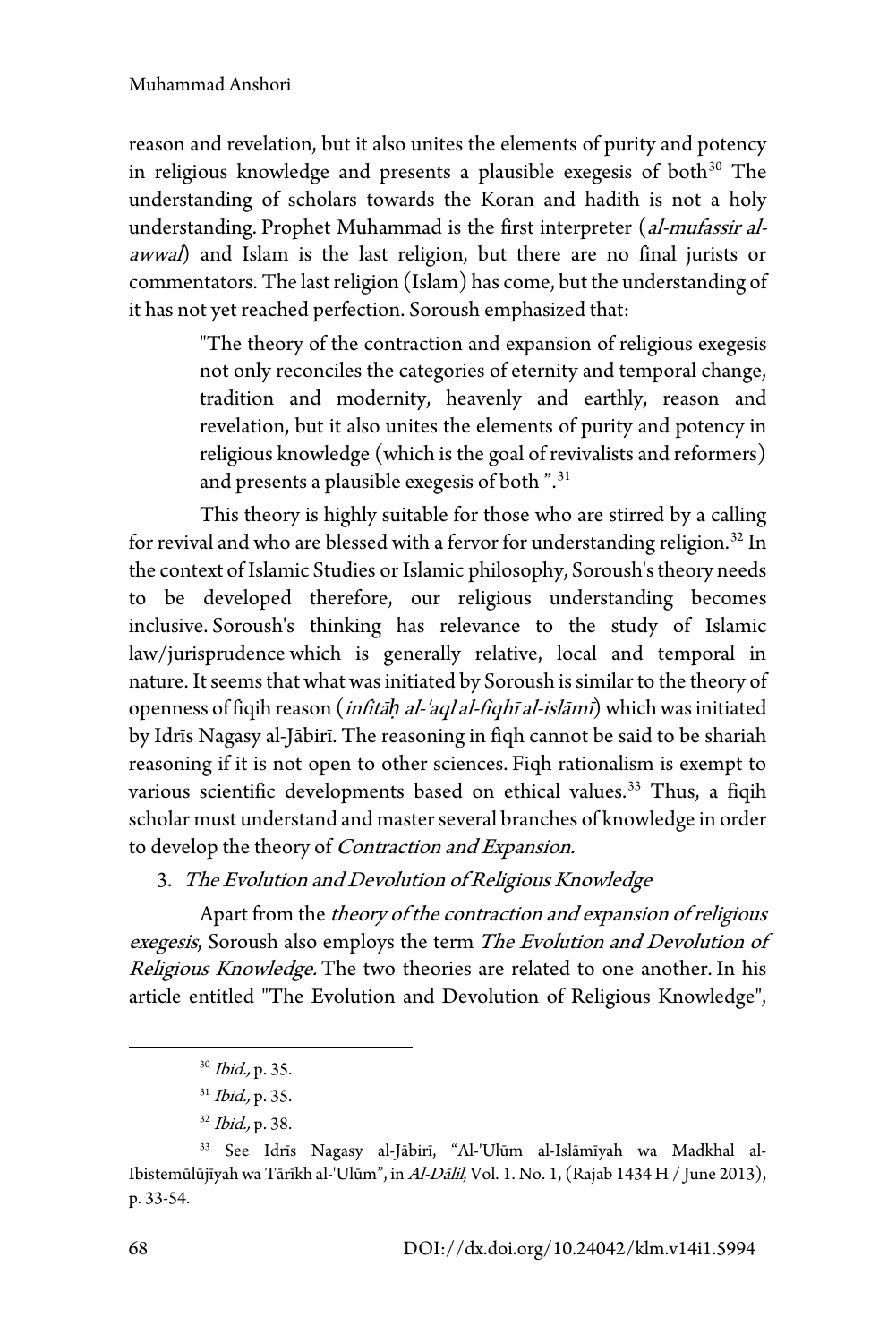reason and revelation, but it also unites the elements of purity and potency in religious knowledge and presents a plausible exegesis of both[30] The understanding of scholars towards the Koran and hadith is not a holy understanding. Prophet Muhammad is the first interpreter (*al-mufassir al-awwal*) and Islam is the last religion, but there are no final jurists or commentators. The last religion (Islam) has come, but the understanding of it has not yet reached perfection. Soroush emphasized that:

> "The theory of the contraction and expansion of religious exegesis not only reconciles the categories of eternity and temporal change, tradition and modernity, heavenly and earthly, reason and revelation, but it also unites the elements of purity and potency in religious knowledge (which is the goal of revivalists and reformers) and presents a plausible exegesis of both ".[31]

This theory is highly suitable for those who are stirred by a calling for revival and who are blessed with a fervor for understanding religion.[32] In the context of Islamic Studies or Islamic philosophy, Soroush's theory needs to be developed therefore, our religious understanding becomes inclusive. Soroush's thinking has relevance to the study of Islamic law/jurisprudence which is generally relative, local and temporal in nature. It seems that what was initiated by Soroush is similar to the theory of openness of fiqih reason (*infitāḥ al-'aql al-fiqhī al-islāmī*) which was initiated by Idrīs Nagasy al-Jābirī. The reasoning in fiqh cannot be said to be shariah reasoning if it is not open to other sciences. Fiqh rationalism is exempt to various scientific developments based on ethical values.[33] Thus, a fiqih scholar must understand and master several branches of knowledge in order to develop the theory of *Contraction and Expansion.*

3. *The Evolution and Devolution of Religious Knowledge*

Apart from the *theory of the contraction and expansion of religious exegesis*, Soroush also employs the term *The Evolution and Devolution of Religious Knowledge.* The two theories are related to one another. In his article entitled "The Evolution and Devolution of Religious Knowledge",

---

[30] *Ibid.,* p. 35.

[31] *Ibid.,* p. 35.

[32] *Ibid.,* p. 38.

[33] See Idrīs Nagasy al-Jābirī, "Al-'Ulūm al-Islāmīyah wa Madkhal al-Ibistemūlūjīyah wa Tārīkh al-'Ulūm", in *Al-Dālil*, Vol. 1. No. 1, (Rajab 1434 H / June 2013), p. 33-54.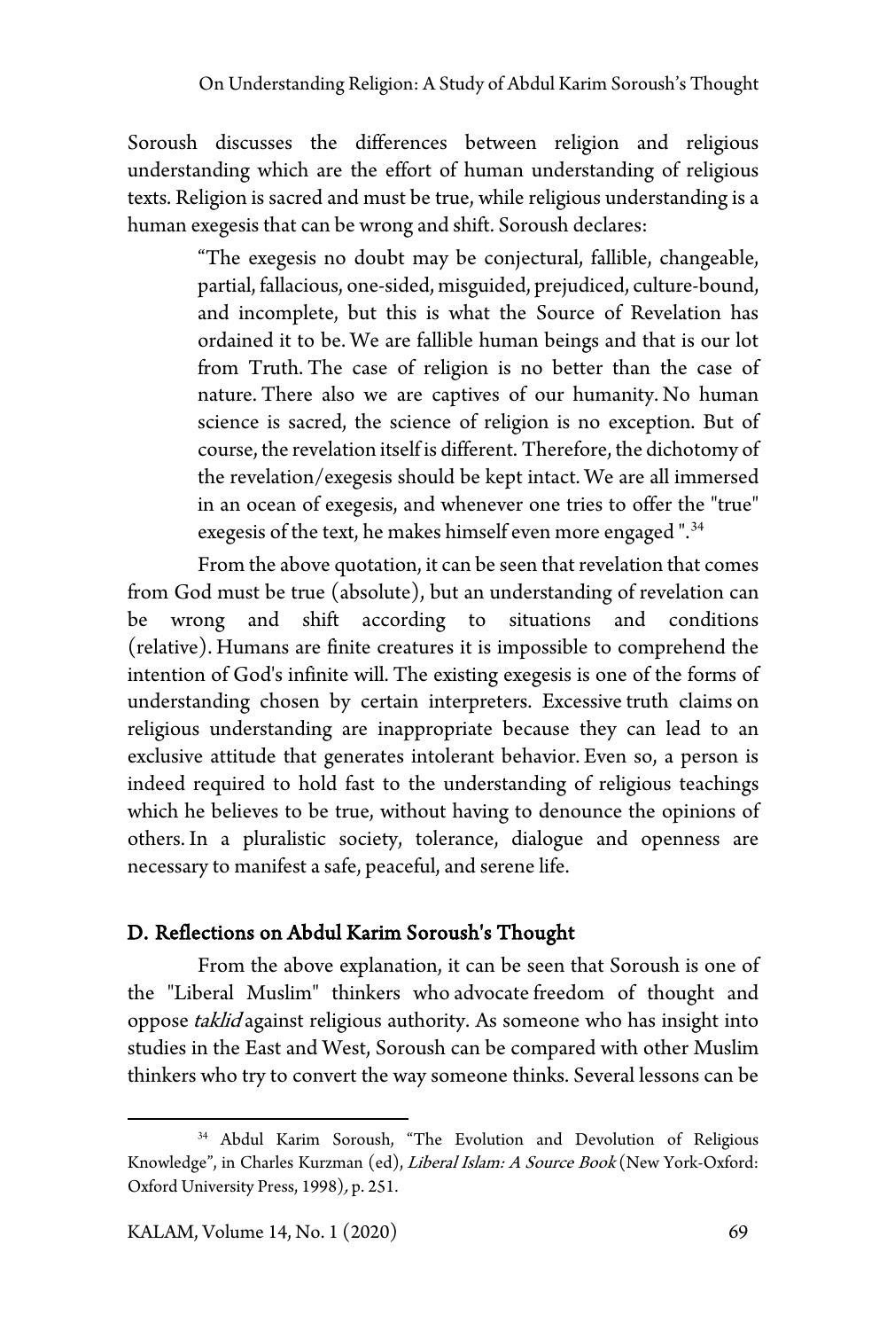Soroush discusses the differences between religion and religious understanding which are the effort of human understanding of religious texts. Religion is sacred and must be true, while religious understanding is a human exegesis that can be wrong and shift. Soroush declares:

> "The exegesis no doubt may be conjectural, fallible, changeable, partial, fallacious, one-sided, misguided, prejudiced, culture-bound, and incomplete, but this is what the Source of Revelation has ordained it to be. We are fallible human beings and that is our lot from Truth. The case of religion is no better than the case of nature. There also we are captives of our humanity. No human science is sacred, the science of religion is no exception. But of course, the revelation itself is different. Therefore, the dichotomy of the revelation/exegesis should be kept intact. We are all immersed in an ocean of exegesis, and whenever one tries to offer the "true" exegesis of the text, he makes himself even more engaged ".[34]

From the above quotation, it can be seen that revelation that comes from God must be true (absolute), but an understanding of revelation can be wrong and shift according to situations and conditions (relative). Humans are finite creatures it is impossible to comprehend the intention of God's infinite will. The existing exegesis is one of the forms of understanding chosen by certain interpreters. Excessive truth claims on religious understanding are inappropriate because they can lead to an exclusive attitude that generates intolerant behavior. Even so, a person is indeed required to hold fast to the understanding of religious teachings which he believes to be true, without having to denounce the opinions of others. In a pluralistic society, tolerance, dialogue and openness are necessary to manifest a safe, peaceful, and serene life.

## D. Reflections on Abdul Karim Soroush's Thought

From the above explanation, it can be seen that Soroush is one of the "Liberal Muslim" thinkers who advocate freedom of thought and oppose *taklid* against religious authority. As someone who has insight into studies in the East and West, Soroush can be compared with other Muslim thinkers who try to convert the way someone thinks. Several lessons can be

---

[34] Abdul Karim Soroush, "The Evolution and Devolution of Religious Knowledge", in Charles Kurzman (ed), *Liberal Islam: A Source Book* (New York-Oxford: Oxford University Press, 1998), p. 251.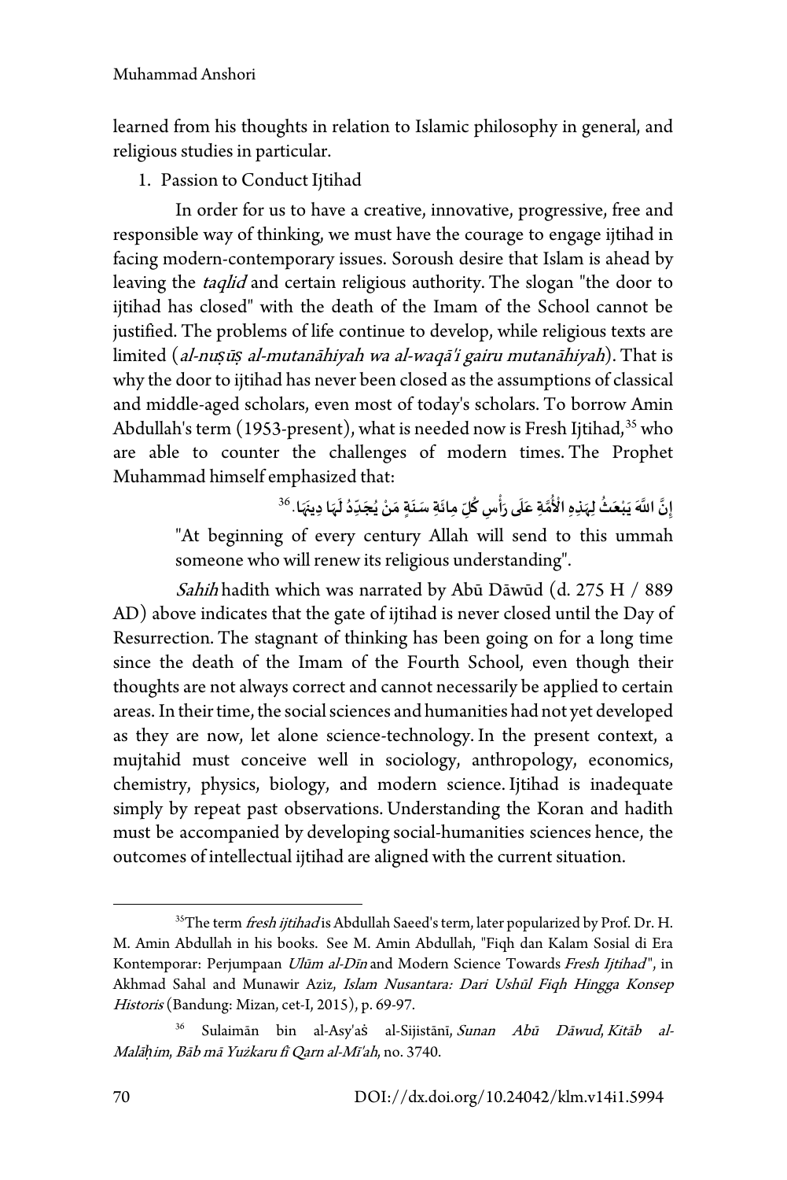learned from his thoughts in relation to Islamic philosophy in general, and religious studies in particular.

1. Passion to Conduct Ijtihad

In order for us to have a creative, innovative, progressive, free and responsible way of thinking, we must have the courage to engage ijtihad in facing modern-contemporary issues. Soroush desire that Islam is ahead by leaving the *taqlid* and certain religious authority. The slogan "the door to ijtihad has closed" with the death of the Imam of the School cannot be justified. The problems of life continue to develop, while religious texts are limited (*al-nuṣūṣ al-mutanāhiyah wa al-waqā'i gairu mutanāhiyah*). That is why the door to ijtihad has never been closed as the assumptions of classical and middle-aged scholars, even most of today's scholars. To borrow Amin Abdullah's term (1953-present), what is needed now is Fresh Ijtihad,[35] who are able to counter the challenges of modern times. The Prophet Muhammad himself emphasized that:

> إِنَّ اللَّهَ يَبْعَثُ لِهَذِهِ الْأُمَّةِ عَلَى رَأْسِ كُلِّ مِائَةِ سَنَةٍ مَنْ يُجَدِّدُ لَهَا دِينَهَا.[36]
>
> "At beginning of every century Allah will send to this ummah someone who will renew its religious understanding".

*Sahih* hadith which was narrated by Abū Dāwūd (d. 275 H / 889 AD) above indicates that the gate of ijtihad is never closed until the Day of Resurrection. The stagnant of thinking has been going on for a long time since the death of the Imam of the Fourth School, even though their thoughts are not always correct and cannot necessarily be applied to certain areas. In their time, the social sciences and humanities had not yet developed as they are now, let alone science-technology. In the present context, a mujtahid must conceive well in sociology, anthropology, economics, chemistry, physics, biology, and modern science. Ijtihad is inadequate simply by repeat past observations. Understanding the Koran and hadith must be accompanied by developing social-humanities sciences hence, the outcomes of intellectual ijtihad are aligned with the current situation.

---

[35] The term *fresh ijtihad* is Abdullah Saeed's term, later popularized by Prof. Dr. H. M. Amin Abdullah in his books. See M. Amin Abdullah, "Fiqh dan Kalam Sosial di Era Kontemporar: Perjumpaan *Ulūm al-Dīn* and Modern Science Towards *Fresh Ijtihad*", in Akhmad Sahal and Munawir Aziz, *Islam Nusantara: Dari Ushūl Fiqh Hingga Konsep Historis* (Bandung: Mizan, cet-I, 2015), p. 69-97.

[36] Sulaimān bin al-Asy'aṡ al-Sijistānī, *Sunan Abū Dāwud*, *Kitāb al-Malāḥim*, *Bāb mā Yużkaru fī Qarn al-Mī'ah*, no. 3740.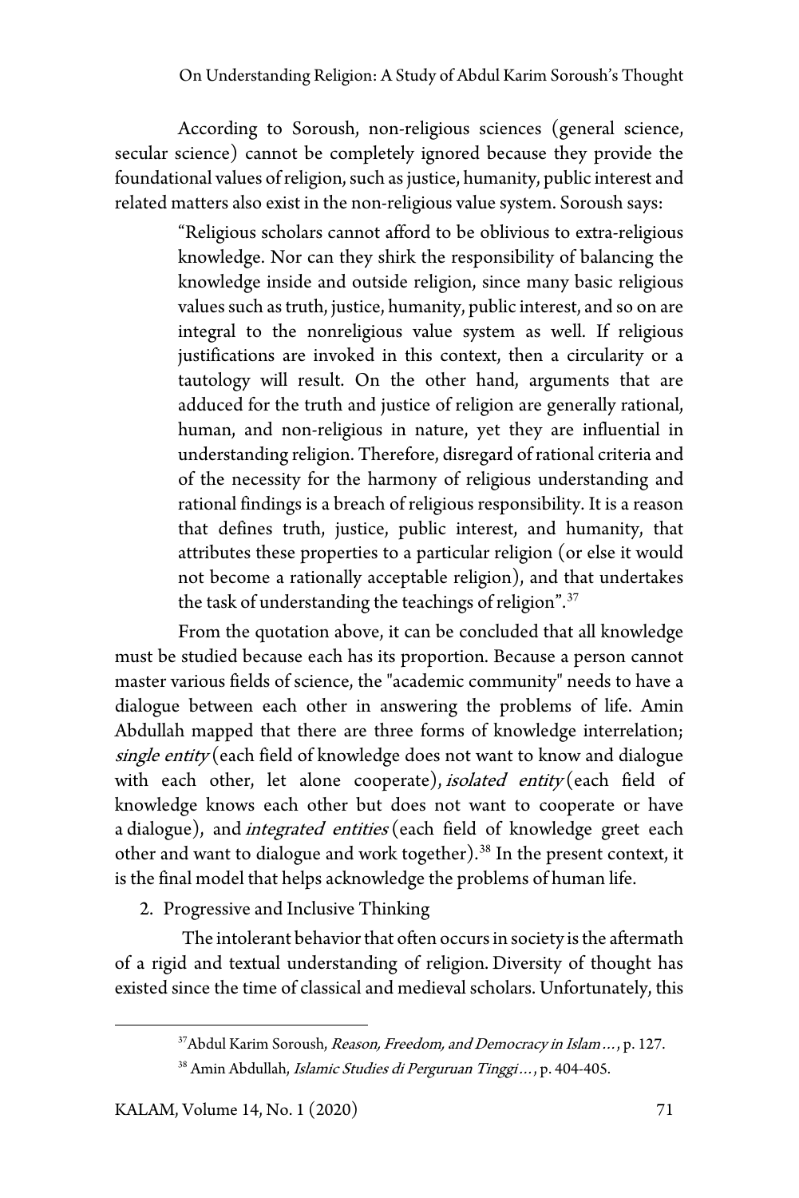According to Soroush, non-religious sciences (general science, secular science) cannot be completely ignored because they provide the foundational values of religion, such as justice, humanity, public interest and related matters also exist in the non-religious value system. Soroush says:

> "Religious scholars cannot afford to be oblivious to extra-religious knowledge. Nor can they shirk the responsibility of balancing the knowledge inside and outside religion, since many basic religious values such as truth, justice, humanity, public interest, and so on are integral to the nonreligious value system as well. If religious justifications are invoked in this context, then a circularity or a tautology will result. On the other hand, arguments that are adduced for the truth and justice of religion are generally rational, human, and non-religious in nature, yet they are influential in understanding religion. Therefore, disregard of rational criteria and of the necessity for the harmony of religious understanding and rational findings is a breach of religious responsibility. It is a reason that defines truth, justice, public interest, and humanity, that attributes these properties to a particular religion (or else it would not become a rationally acceptable religion), and that undertakes the task of understanding the teachings of religion".[37]

From the quotation above, it can be concluded that all knowledge must be studied because each has its proportion. Because a person cannot master various fields of science, the "academic community" needs to have a dialogue between each other in answering the problems of life. Amin Abdullah mapped that there are three forms of knowledge interrelation; *single entity* (each field of knowledge does not want to know and dialogue with each other, let alone cooperate), *isolated entity* (each field of knowledge knows each other but does not want to cooperate or have a dialogue), and *integrated entities* (each field of knowledge greet each other and want to dialogue and work together).[38] In the present context, it is the final model that helps acknowledge the problems of human life.

2. Progressive and Inclusive Thinking

The intolerant behavior that often occurs in society is the aftermath of a rigid and textual understanding of religion. Diversity of thought has existed since the time of classical and medieval scholars. Unfortunately, this

---

[37] Abdul Karim Soroush, *Reason, Freedom, and Democracy in Islam…*, p. 127.

[38] Amin Abdullah, *Islamic Studies di Perguruan Tinggi…*, p. 404-405.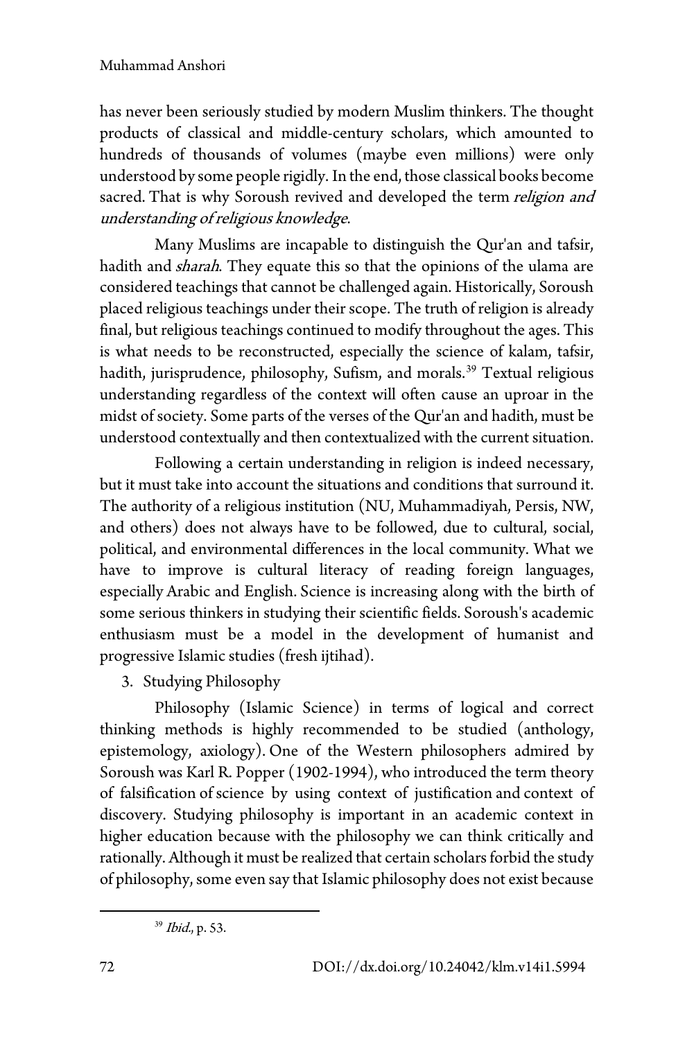has never been seriously studied by modern Muslim thinkers. The thought products of classical and middle-century scholars, which amounted to hundreds of thousands of volumes (maybe even millions) were only understood by some people rigidly. In the end, those classical books become sacred. That is why Soroush revived and developed the term *religion and understanding of religious knowledge*.

Many Muslims are incapable to distinguish the Qur'an and tafsir, hadith and *sharah*. They equate this so that the opinions of the ulama are considered teachings that cannot be challenged again. Historically, Soroush placed religious teachings under their scope. The truth of religion is already final, but religious teachings continued to modify throughout the ages. This is what needs to be reconstructed, especially the science of kalam, tafsir, hadith, jurisprudence, philosophy, Sufism, and morals.[39] Textual religious understanding regardless of the context will often cause an uproar in the midst of society. Some parts of the verses of the Qur'an and hadith, must be understood contextually and then contextualized with the current situation.

Following a certain understanding in religion is indeed necessary, but it must take into account the situations and conditions that surround it. The authority of a religious institution (NU, Muhammadiyah, Persis, NW, and others) does not always have to be followed, due to cultural, social, political, and environmental differences in the local community. What we have to improve is cultural literacy of reading foreign languages, especially Arabic and English. Science is increasing along with the birth of some serious thinkers in studying their scientific fields. Soroush's academic enthusiasm must be a model in the development of humanist and progressive Islamic studies (fresh ijtihad).

3. Studying Philosophy

Philosophy (Islamic Science) in terms of logical and correct thinking methods is highly recommended to be studied (anthology, epistemology, axiology). One of the Western philosophers admired by Soroush was Karl R. Popper (1902-1994), who introduced the term theory of falsification of science by using context of justification and context of discovery. Studying philosophy is important in an academic context in higher education because with the philosophy we can think critically and rationally. Although it must be realized that certain scholars forbid the study of philosophy, some even say that Islamic philosophy does not exist because

[39] *Ibid.*, p. 53.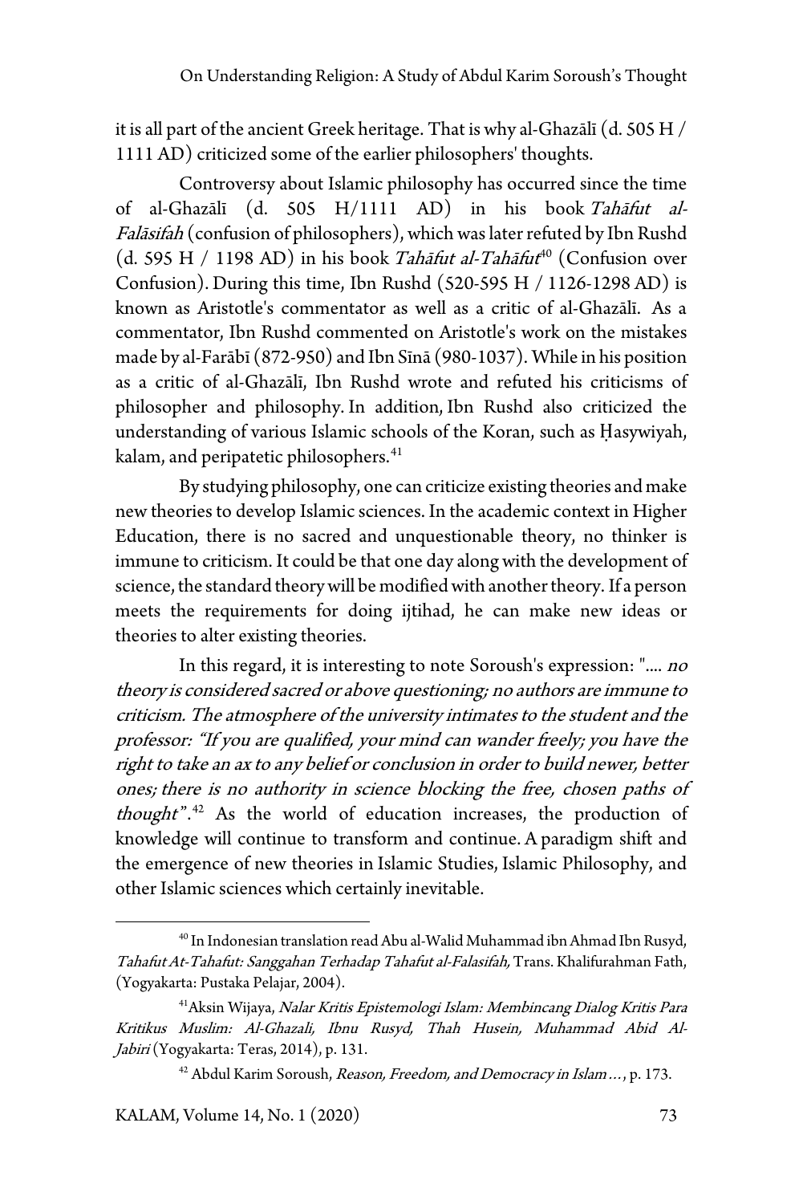it is all part of the ancient Greek heritage. That is why al-Ghazālī (d. 505 H / 1111 AD) criticized some of the earlier philosophers' thoughts.

Controversy about Islamic philosophy has occurred since the time of al-Ghazālī (d. 505 H/1111 AD) in his book *Tahāfut al-Falāsifah* (confusion of philosophers), which was later refuted by Ibn Rushd (d. 595 H / 1198 AD) in his book *Tahāfut al-Tahāfut*[40] (Confusion over Confusion). During this time, Ibn Rushd (520-595 H / 1126-1298 AD) is known as Aristotle's commentator as well as a critic of al-Ghazālī. As a commentator, Ibn Rushd commented on Aristotle's work on the mistakes made by al-Farābī (872-950) and Ibn Sīnā (980-1037). While in his position as a critic of al-Ghazālī, Ibn Rushd wrote and refuted his criticisms of philosopher and philosophy. In addition, Ibn Rushd also criticized the understanding of various Islamic schools of the Koran, such as Ḥasywiyah, kalam, and peripatetic philosophers.[41]

By studying philosophy, one can criticize existing theories and make new theories to develop Islamic sciences. In the academic context in Higher Education, there is no sacred and unquestionable theory, no thinker is immune to criticism. It could be that one day along with the development of science, the standard theory will be modified with another theory. If a person meets the requirements for doing ijtihad, he can make new ideas or theories to alter existing theories.

In this regard, it is interesting to note Soroush's expression: ".... *no theory is considered sacred or above questioning; no authors are immune to criticism. The atmosphere of the university intimates to the student and the professor: "If you are qualified, your mind can wander freely; you have the right to take an ax to any belief or conclusion in order to build newer, better ones; there is no authority in science blocking the free, chosen paths of thought"*.[42] As the world of education increases, the production of knowledge will continue to transform and continue. A paradigm shift and the emergence of new theories in Islamic Studies, Islamic Philosophy, and other Islamic sciences which certainly inevitable.

---

[40] In Indonesian translation read Abu al-Walid Muhammad ibn Ahmad Ibn Rusyd, *Tahafut At-Tahafut: Sanggahan Terhadap Tahafut al-Falasifah,* Trans. Khalifurahman Fath, (Yogyakarta: Pustaka Pelajar, 2004).

[41] Aksin Wijaya, *Nalar Kritis Epistemologi Islam: Membincang Dialog Kritis Para Kritikus Muslim: Al-Ghazali, Ibnu Rusyd, Thah Husein, Muhammad Abid Al-Jabiri* (Yogyakarta: Teras, 2014), p. 131.

[42] Abdul Karim Soroush, *Reason, Freedom, and Democracy in Islam…*, p. 173.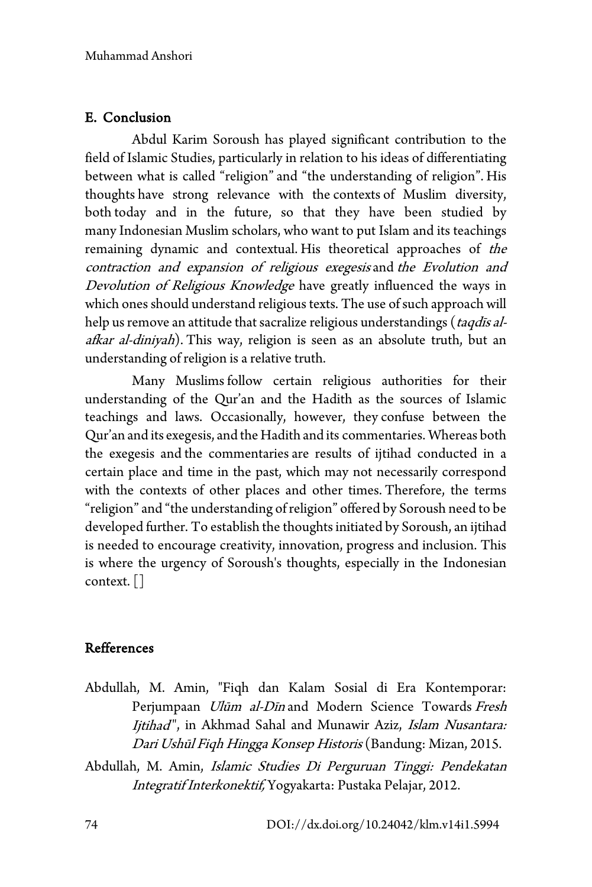## E. Conclusion

Abdul Karim Soroush has played significant contribution to the field of Islamic Studies, particularly in relation to his ideas of differentiating between what is called "religion" and "the understanding of religion". His thoughts have strong relevance with the contexts of Muslim diversity, both today and in the future, so that they have been studied by many Indonesian Muslim scholars, who want to put Islam and its teachings remaining dynamic and contextual. His theoretical approaches of *the contraction and expansion of religious exegesis* and *the Evolution and Devolution of Religious Knowledge* have greatly influenced the ways in which ones should understand religious texts. The use of such approach will help us remove an attitude that sacralize religious understandings (*taqdīs al-afkar al-diniyah*). This way, religion is seen as an absolute truth, but an understanding of religion is a relative truth.

Many Muslims follow certain religious authorities for their understanding of the Qur'an and the Hadith as the sources of Islamic teachings and laws. Occasionally, however, they confuse between the Qur'an and its exegesis, and the Hadith and its commentaries. Whereas both the exegesis and the commentaries are results of ijtihad conducted in a certain place and time in the past, which may not necessarily correspond with the contexts of other places and other times. Therefore, the terms "religion" and "the understanding of religion" offered by Soroush need to be developed further. To establish the thoughts initiated by Soroush, an ijtihad is needed to encourage creativity, innovation, progress and inclusion. This is where the urgency of Soroush's thoughts, especially in the Indonesian context. []

## Refferences

Abdullah, M. Amin, "Fiqh dan Kalam Sosial di Era Kontemporar: Perjumpaan *Ulūm al-Dīn* and Modern Science Towards *Fresh Ijtihad*", in Akhmad Sahal and Munawir Aziz, *Islam Nusantara: Dari Ushūl Fiqh Hingga Konsep Historis* (Bandung: Mizan, 2015.

Abdullah, M. Amin, *Islamic Studies Di Perguruan Tinggi: Pendekatan Integratif Interkonektif,* Yogyakarta: Pustaka Pelajar, 2012.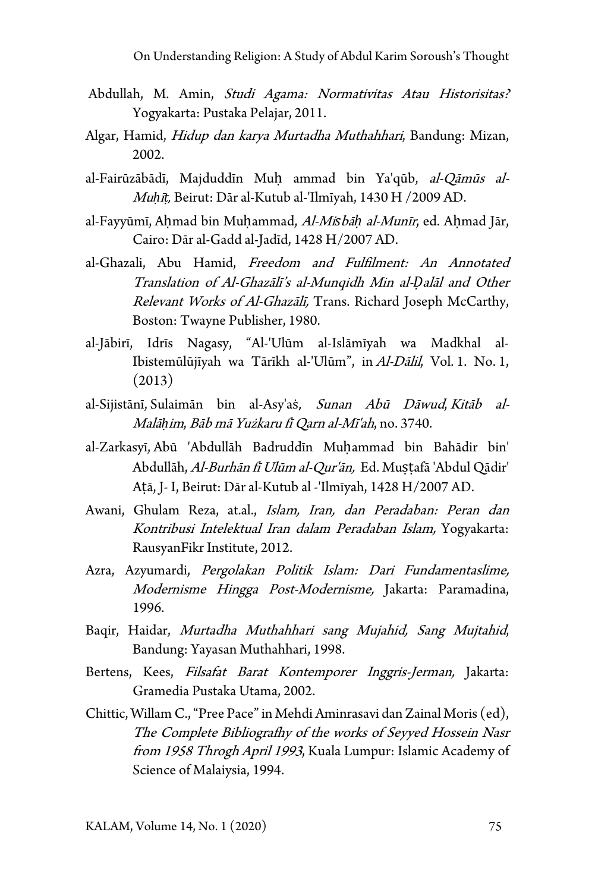Abdullah, M. Amin, *Studi Agama: Normativitas Atau Historisitas?* Yogyakarta: Pustaka Pelajar, 2011.

Algar, Hamid, *Hidup dan karya Murtadha Muthahhari*, Bandung: Mizan, 2002.

al-Fairūzābādī, Majduddīn Muḥ ammad bin Ya'qūb, *al-Qāmūs al-Muḥīṭ,* Beirut: Dār al-Kutub al-'Ilmīyah, 1430 H /2009 AD.

al-Fayyūmī, Aḥmad bin Muḥammad, *Al-Miṣbāḥ al-Munīr*, ed. Aḥmad Jār, Cairo: Dār al-Gadd al-Jadīd, 1428 H/2007 AD.

al-Ghazali, Abu Hamid, *Freedom and Fulfilment: An Annotated Translation of Al-Ghazālī's al-Munqidh Min al-Ḍalāl and Other Relevant Works of Al-Ghazālī,* Trans. Richard Joseph McCarthy, Boston: Twayne Publisher, 1980.

al-Jābirī, Idrīs Nagasy, "Al-'Ulūm al-Islāmīyah wa Madkhal al-Ibistemūlūjīyah wa Tārīkh al-'Ulūm", in *Al-Dālil*, Vol. 1. No. 1, (2013)

al-Sijistānī, Sulaimān bin al-Asy'aṡ, *Sunan Abū Dāwud*, *Kitāb al-Malāḥim*, *Bāb mā Yużkaru fī Qarn al-Mī'ah*, no. 3740.

al-Zarkasyī, Abū 'Abdullāh Badruddīn Muḥammad bin Bahādir bin' Abdullāh, *Al-Burhān fī Ulūm al-Qur'ān,* Ed. Muṣṭafā 'Abdul Qādir' Aṭā, J- I, Beirut: Dār al-Kutub al -'Ilmīyah, 1428 H/2007 AD.

Awani, Ghulam Reza, at.al., *Islam, Iran, dan Peradaban: Peran dan Kontribusi Intelektual Iran dalam Peradaban Islam,* Yogyakarta: RausyanFikr Institute, 2012.

Azra, Azyumardi, *Pergolakan Politik Islam: Dari Fundamentaslime, Modernisme Hingga Post-Modernisme,* Jakarta: Paramadina, 1996.

Baqir, Haidar, *Murtadha Muthahhari sang Mujahid, Sang Mujtahid*, Bandung: Yayasan Muthahhari, 1998.

Bertens, Kees, *Filsafat Barat Kontemporer Inggris-Jerman,* Jakarta: Gramedia Pustaka Utama, 2002.

Chittic, Willam C., "Pree Pace" in Mehdi Aminrasavi dan Zainal Moris (ed), *The Complete Bibliografhy of the works of Seyyed Hossein Nasr from 1958 Throgh April 1993*, Kuala Lumpur: Islamic Academy of Science of Malaiysia, 1994.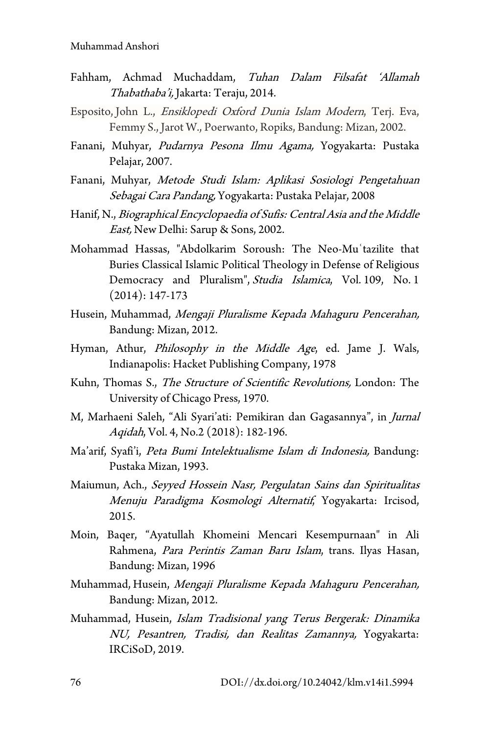Fahham, Achmad Muchaddam, *Tuhan Dalam Filsafat 'Allamah Thabathaba'i,* Jakarta: Teraju, 2014.

Esposito, John L., *Ensiklopedi Oxford Dunia Islam Modern*, Terj. Eva, Femmy S., Jarot W., Poerwanto, Ropiks, Bandung: Mizan, 2002.

Fanani, Muhyar, *Pudarnya Pesona Ilmu Agama,* Yogyakarta: Pustaka Pelajar, 2007.

Fanani, Muhyar, *Metode Studi Islam: Aplikasi Sosiologi Pengetahuan Sebagai Cara Pandang,* Yogyakarta: Pustaka Pelajar, 2008

Hanif, N., *Biographical Encyclopaedia of Sufis: Central Asia and the Middle East,* New Delhi: Sarup & Sons, 2002.

Mohammad Hassas, "Abdolkarim Soroush: The Neo-Muʿtazilite that Buries Classical Islamic Political Theology in Defense of Religious Democracy and Pluralism", *Studia Islamica*, Vol. 109, No. 1 (2014): 147-173

Husein, Muhammad, *Mengaji Pluralisme Kepada Mahaguru Pencerahan,* Bandung: Mizan, 2012.

Hyman, Athur, *Philosophy in the Middle Age*, ed. Jame J. Wals, Indianapolis: Hacket Publishing Company, 1978

Kuhn, Thomas S., *The Structure of Scientific Revolutions,* London: The University of Chicago Press, 1970.

M, Marhaeni Saleh, "Ali Syari'ati: Pemikiran dan Gagasannya", in *Jurnal Aqidah*, Vol. 4, No.2 (2018): 182-196.

Ma'arif, Syafi'i, *Peta Bumi Intelektualisme Islam di Indonesia,* Bandung: Pustaka Mizan, 1993.

Maiumun, Ach., *Seyyed Hossein Nasr, Pergulatan Sains dan Spiritualitas Menuju Paradigma Kosmologi Alternatif*, Yogyakarta: Ircisod, 2015.

Moin, Baqer, "Ayatullah Khomeini Mencari Kesempurnaan" in Ali Rahmena, *Para Perintis Zaman Baru Islam*, trans. Ilyas Hasan, Bandung: Mizan, 1996

Muhammad, Husein, *Mengaji Pluralisme Kepada Mahaguru Pencerahan,* Bandung: Mizan, 2012.

Muhammad, Husein, *Islam Tradisional yang Terus Bergerak: Dinamika NU, Pesantren, Tradisi, dan Realitas Zamannya,* Yogyakarta: IRCiSoD, 2019.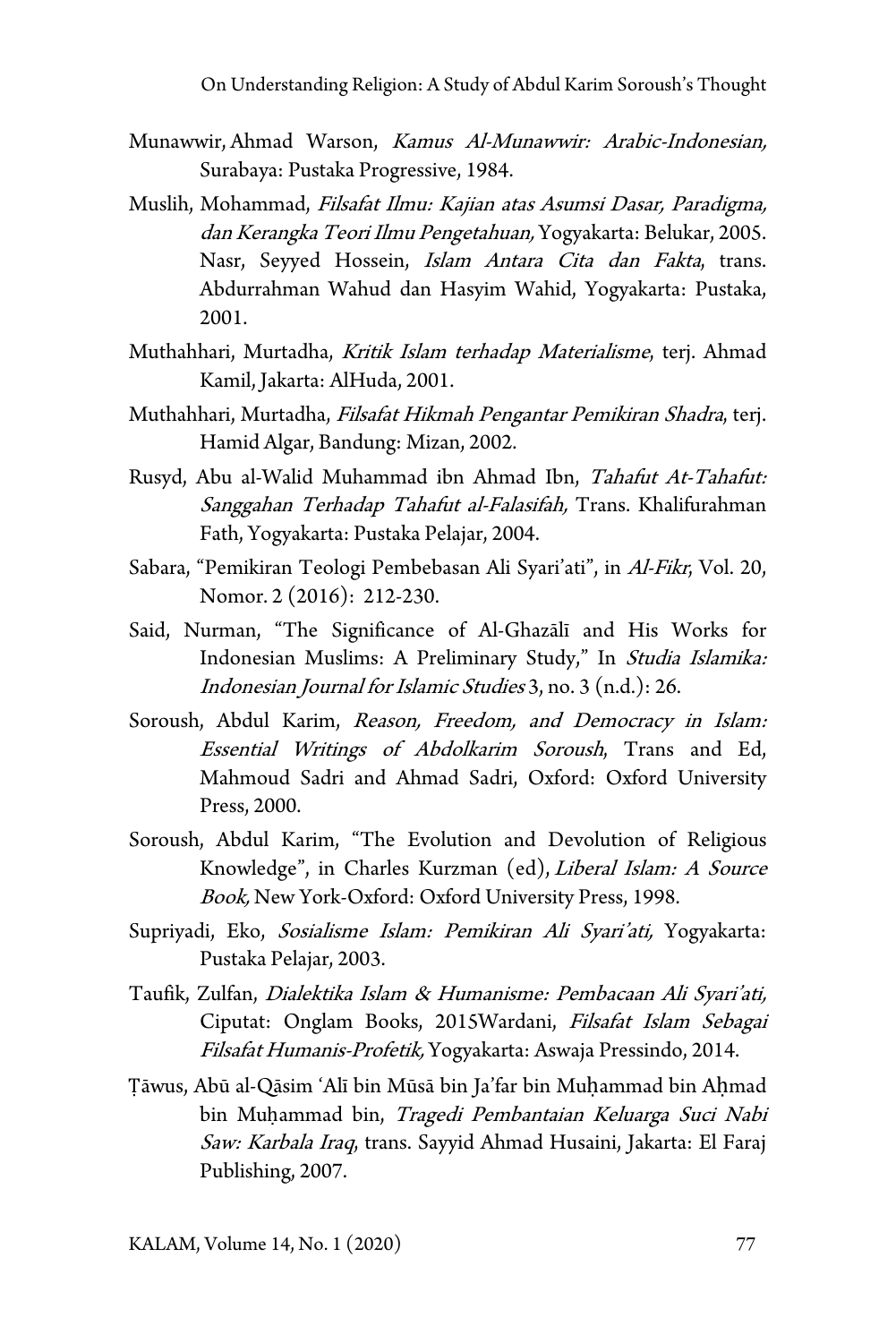Munawwir, Ahmad Warson, *Kamus Al-Munawwir: Arabic-Indonesian,* Surabaya: Pustaka Progressive, 1984.

Muslih, Mohammad, *Filsafat Ilmu: Kajian atas Asumsi Dasar, Paradigma, dan Kerangka Teori Ilmu Pengetahuan,* Yogyakarta: Belukar, 2005. Nasr, Seyyed Hossein, *Islam Antara Cita dan Fakta*, trans. Abdurrahman Wahud dan Hasyim Wahid, Yogyakarta: Pustaka, 2001.

Muthahhari, Murtadha, *Kritik Islam terhadap Materialisme*, terj. Ahmad Kamil, Jakarta: AlHuda, 2001.

Muthahhari, Murtadha, *Filsafat Hikmah Pengantar Pemikiran Shadra*, terj. Hamid Algar, Bandung: Mizan, 2002.

Rusyd, Abu al-Walid Muhammad ibn Ahmad Ibn, *Tahafut At-Tahafut: Sanggahan Terhadap Tahafut al-Falasifah,* Trans. Khalifurahman Fath, Yogyakarta: Pustaka Pelajar, 2004.

Sabara, "Pemikiran Teologi Pembebasan Ali Syari'ati", in *Al-Fikr*, Vol. 20, Nomor. 2 (2016): 212-230.

Said, Nurman, "The Significance of Al-Ghazālī and His Works for Indonesian Muslims: A Preliminary Study," In *Studia Islamika: Indonesian Journal for Islamic Studies* 3, no. 3 (n.d.): 26.

Soroush, Abdul Karim, *Reason, Freedom, and Democracy in Islam: Essential Writings of Abdolkarim Soroush*, Trans and Ed, Mahmoud Sadri and Ahmad Sadri, Oxford: Oxford University Press, 2000.

Soroush, Abdul Karim, "The Evolution and Devolution of Religious Knowledge", in Charles Kurzman (ed), *Liberal Islam: A Source Book,* New York-Oxford: Oxford University Press, 1998.

Supriyadi, Eko, *Sosialisme Islam: Pemikiran Ali Syari'ati,* Yogyakarta: Pustaka Pelajar, 2003.

Taufik, Zulfan, *Dialektika Islam & Humanisme: Pembacaan Ali Syari'ati,* Ciputat: Onglam Books, 2015Wardani, *Filsafat Islam Sebagai Filsafat Humanis-Profetik,* Yogyakarta: Aswaja Pressindo, 2014.

Ṭāwus, Abū al-Qāsim 'Alī bin Mūsā bin Ja'far bin Muḥammad bin Aḥmad bin Muḥammad bin, *Tragedi Pembantaian Keluarga Suci Nabi Saw: Karbala Iraq*, trans. Sayyid Ahmad Husaini, Jakarta: El Faraj Publishing, 2007.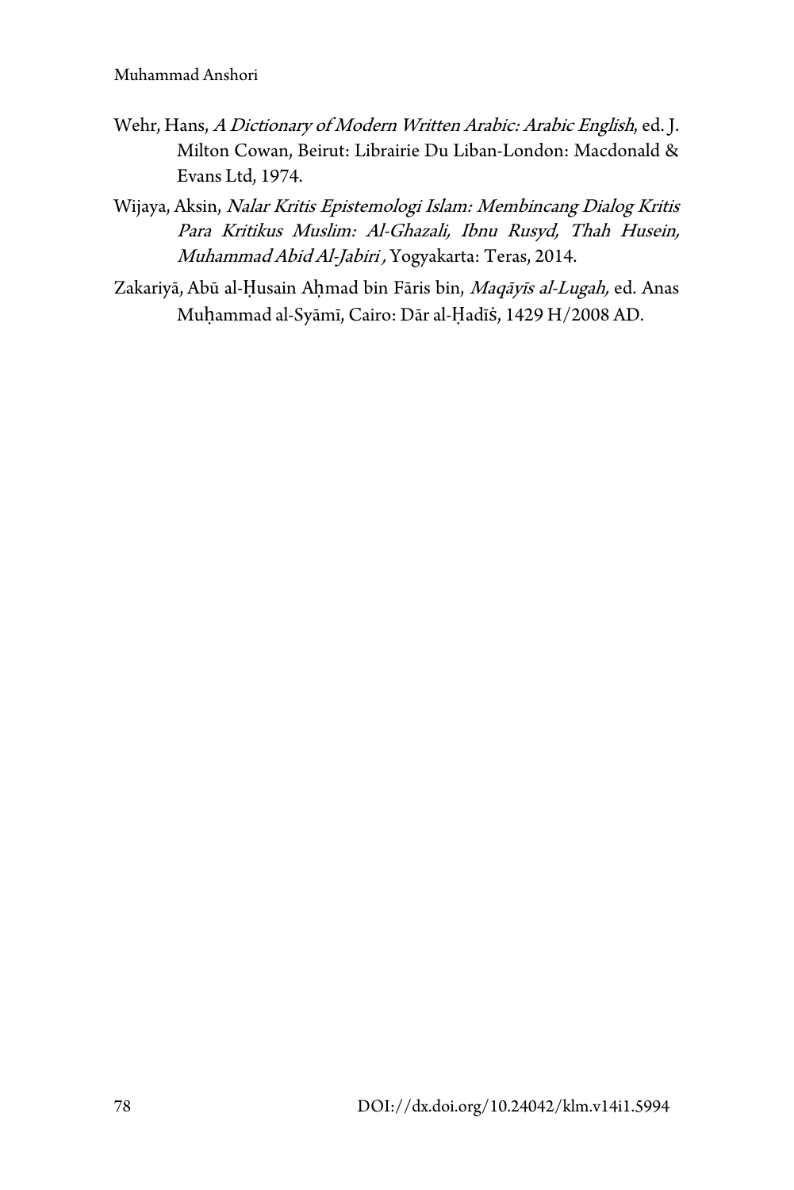Wehr, Hans, *A Dictionary of Modern Written Arabic: Arabic English*, ed. J. Milton Cowan, Beirut: Librairie Du Liban-London: Macdonald & Evans Ltd, 1974.

Wijaya, Aksin, *Nalar Kritis Epistemologi Islam: Membincang Dialog Kritis Para Kritikus Muslim: Al-Ghazali, Ibnu Rusyd, Thah Husein, Muhammad Abid Al-Jabiri*, Yogyakarta: Teras, 2014.

Zakariyā, Abū al-Ḥusain Aḥmad bin Fāris bin, *Maqāyīs al-Lugah,* ed. Anas Muḥammad al-Syāmī, Cairo: Dār al-Ḥadīṡ, 1429 H/2008 AD.